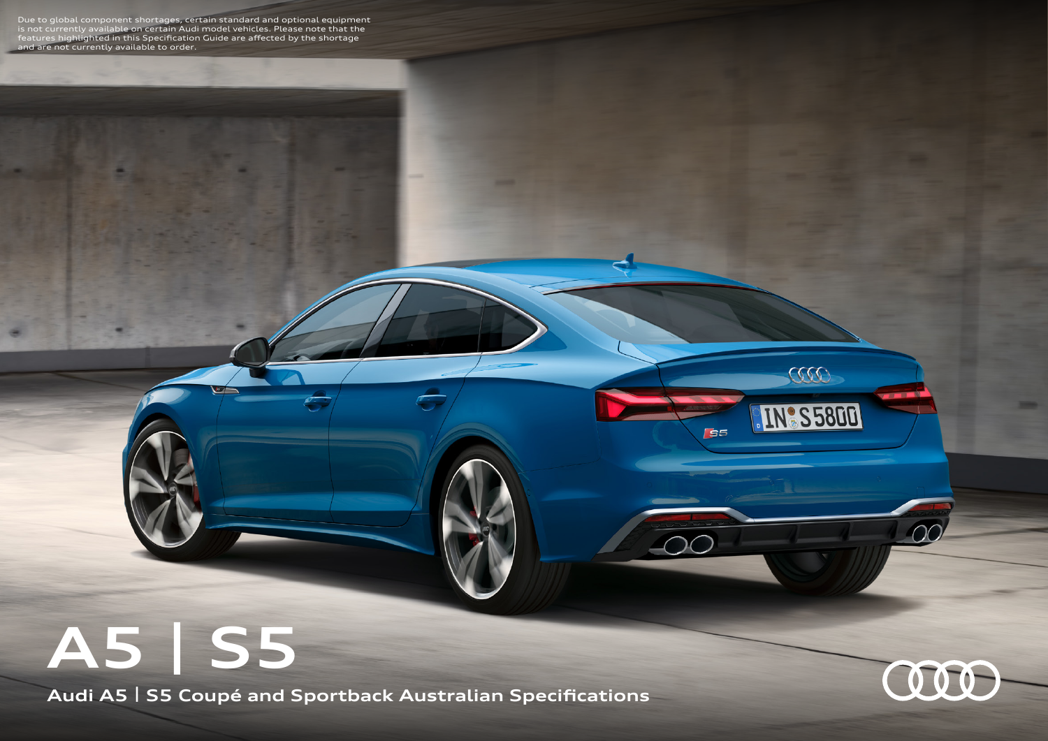Due to global component shortages, certain standard and optional equipment is not currently available on certain Audi model vehicles. Please note that the features highlighted in this Specification Guide are affected by the shortage and are not currently available to order.

# A5 | S5

## Audi A5 | S5 Coupé and Sportback Australian Specifications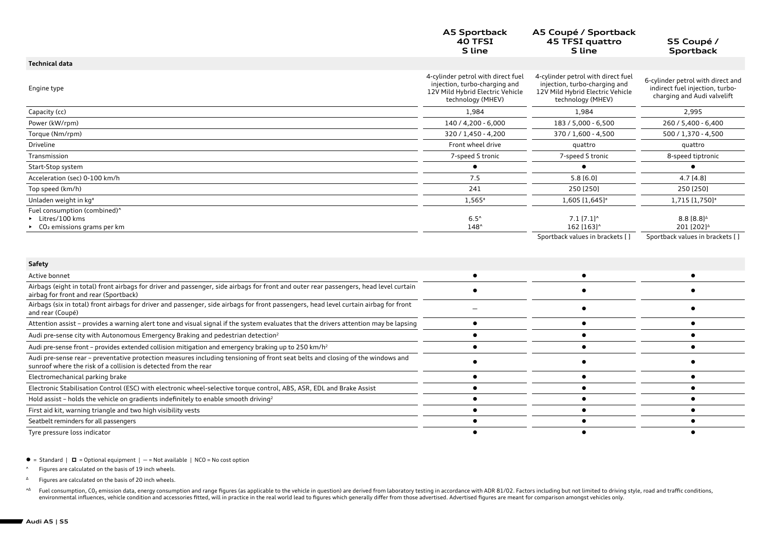| | A5 Sportback 40 TFSI S line | A5 Coupé / Sportback 45 TFSI quattro S line | S5 Coupé / Sportback |
|---|---|---|---|
| **Technical data** | | | |
| Engine type | 4-cylinder petrol with direct fuel injection, turbo-charging and 12V Mild Hybrid Electric Vehicle technology (MHEV) | 4-cylinder petrol with direct fuel injection, turbo-charging and 12V Mild Hybrid Electric Vehicle technology (MHEV) | 6-cylinder petrol with direct and indirect fuel injection, turbo-charging and Audi valvelift |
| Capacity (cc) | 1,984 | 1,984 | 2,995 |
| Power (kW/rpm) | 140 / 4,200 - 6,000 | 183 / 5,000 - 6,500 | 260 / 5,400 - 6,400 |
| Torque (Nm/rpm) | 320 / 1,450 - 4,200 | 370 / 1,600 - 4,500 | 500 / 1,370 - 4,500 |
| Driveline | Front wheel drive | quattro | quattro |
| Transmission | 7-speed S tronic | 7-speed S tronic | 8-speed tiptronic |
| Start-Stop system | ● | ● | ● |
| Acceleration (sec) 0-100 km/h | 7.5 | 5.8 [6.0] | 4.7 [4.8] |
| Top speed (km/h) | 241 | 250 [250] | 250 [250] |
| Unladen weight in kg# | 1,565# | 1,605 [1,645]# | 1,715 [1,750]# |
| Fuel consumption (combined)^ ▸ Litres/100 kms ▸ $CO_2$ emissions grams per km | 6.5^ 148^ | 7.1 [7.1]^ 162 [163]^ | 8.8 [8.8]Δ 201 [202]Δ |
| | | Sportback values in brackets [ ] | Sportback values in brackets [ ] |

| | | | |
|---|---|---|---|
| **Safety** | | | |
| Active bonnet | ● | ● | ● |
| Airbags (eight in total) front airbags for driver and passenger, side airbags for front and outer rear passengers, head level curtain airbag for front and rear (Sportback) | ● | ● | ● |
| Airbags (six in total) front airbags for driver and passenger, side airbags for front passengers, head level curtain airbag for front and rear (Coupé) | — | ● | ● |
| Attention assist – provides a warning alert tone and visual signal if the system evaluates that the drivers attention may be lapsing | ● | ● | ● |
| Audi pre-sense city with Autonomous Emergency Braking and pedestrian detection[2] | ● | ● | ● |
| Audi pre-sense front – provides extended collision mitigation and emergency braking up to 250 km/h[2] | ● | ● | ● |
| Audi pre-sense rear – preventative protection measures including tensioning of front seat belts and closing of the windows and sunroof where the risk of a collision is detected from the rear | ● | ● | ● |
| Electromechanical parking brake | ● | ● | ● |
| Electronic Stabilisation Control (ESC) with electronic wheel-selective torque control, ABS, ASR, EDL and Brake Assist | ● | ● | ● |
| Hold assist – holds the vehicle on gradients indefinitely to enable smooth driving[2] | ● | ● | ● |
| First aid kit, warning triangle and two high visibility vests | ● | ● | ● |
| Seatbelt reminders for all passengers | ● | ● | ● |
| Tyre pressure loss indicator | ● | ● | ● |

● = Standard | ◘ = Optional equipment | — = Not available | NCO = No cost option

^ Figures are calculated on the basis of 19 inch wheels.

Δ Figures are calculated on the basis of 20 inch wheels.

^Δ Fuel consumption, $CO_2$ emission data, energy consumption and range figures (as applicable to the vehicle in question) are derived from laboratory testing in accordance with ADR 81/02. Factors including but not limited to driving style, road and traffic conditions, environmental influences, vehicle condition and accessories fitted, will in practice in the real world lead to figures which generally differ from those advertised. Advertised figures are meant for comparison amongst vehicles only.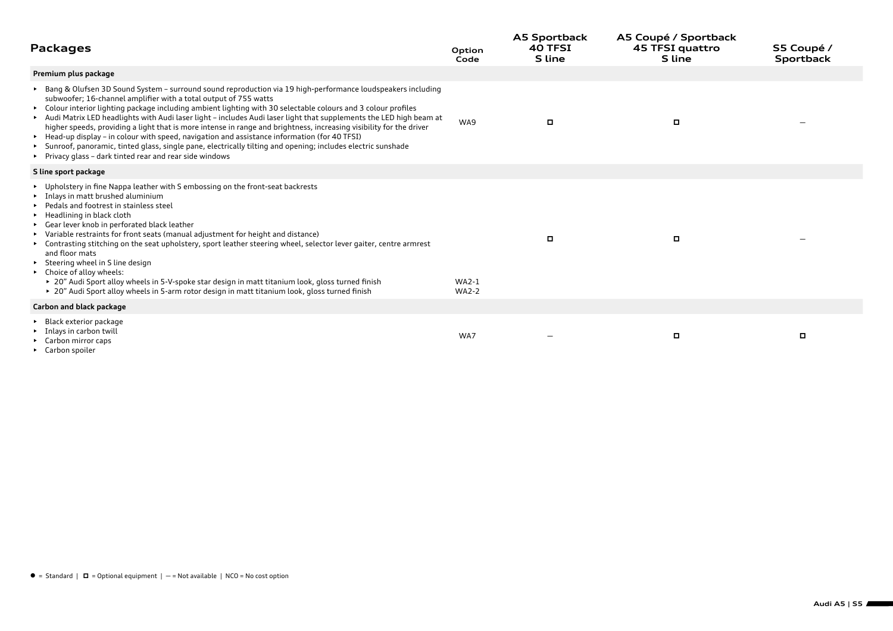| Packages | Option Code | A5 Sportback 40 TFSI S line | A5 Coupé / Sportback 45 TFSI quattro S line | S5 Coupé / Sportback |
|---|---|---|---|---|
| **Premium plus package** | | | | |
| ▸ Bang & Olufsen 3D Sound System – surround sound reproduction via 19 high-performance loudspeakers including subwoofer; 16-channel amplifier with a total output of 755 watts<br>▸ Colour interior lighting package including ambient lighting with 30 selectable colours and 3 colour profiles<br>▸ Audi Matrix LED headlights with Audi laser light – includes Audi laser light that supplements the LED high beam at higher speeds, providing a light that is more intense in range and brightness, increasing visibility for the driver<br>▸ Head-up display – in colour with speed, navigation and assistance information (for 40 TFSI)<br>▸ Sunroof, panoramic, tinted glass, single pane, electrically tilting and opening; includes electric sunshade<br>▸ Privacy glass – dark tinted rear and rear side windows | WA9 | □ | □ | – |
| **S line sport package** | | | | |
| ▸ Upholstery in fine Nappa leather with S embossing on the front-seat backrests<br>▸ Inlays in matt brushed aluminium<br>▸ Pedals and footrest in stainless steel<br>▸ Headlining in black cloth<br>▸ Gear lever knob in perforated black leather<br>▸ Variable restraints for front seats (manual adjustment for height and distance)<br>▸ Contrasting stitching on the seat upholstery, sport leather steering wheel, selector lever gaiter, centre armrest and floor mats<br>▸ Steering wheel in S line design<br>▸ Choice of alloy wheels: | | □ | □ | – |
| ▸ 20" Audi Sport alloy wheels in 5-V-spoke star design in matt titanium look, gloss turned finish | WA2-1 | | | |
| ▸ 20" Audi Sport alloy wheels in 5-arm rotor design in matt titanium look, gloss turned finish | WA2-2 | | | |
| **Carbon and black package** | | | | |
| ▸ Black exterior package<br>▸ Inlays in carbon twill<br>▸ Carbon mirror caps<br>▸ Carbon spoiler | WA7 | – | □ | □ |

● = Standard | □ = Optional equipment | – = Not available | NCO = No cost option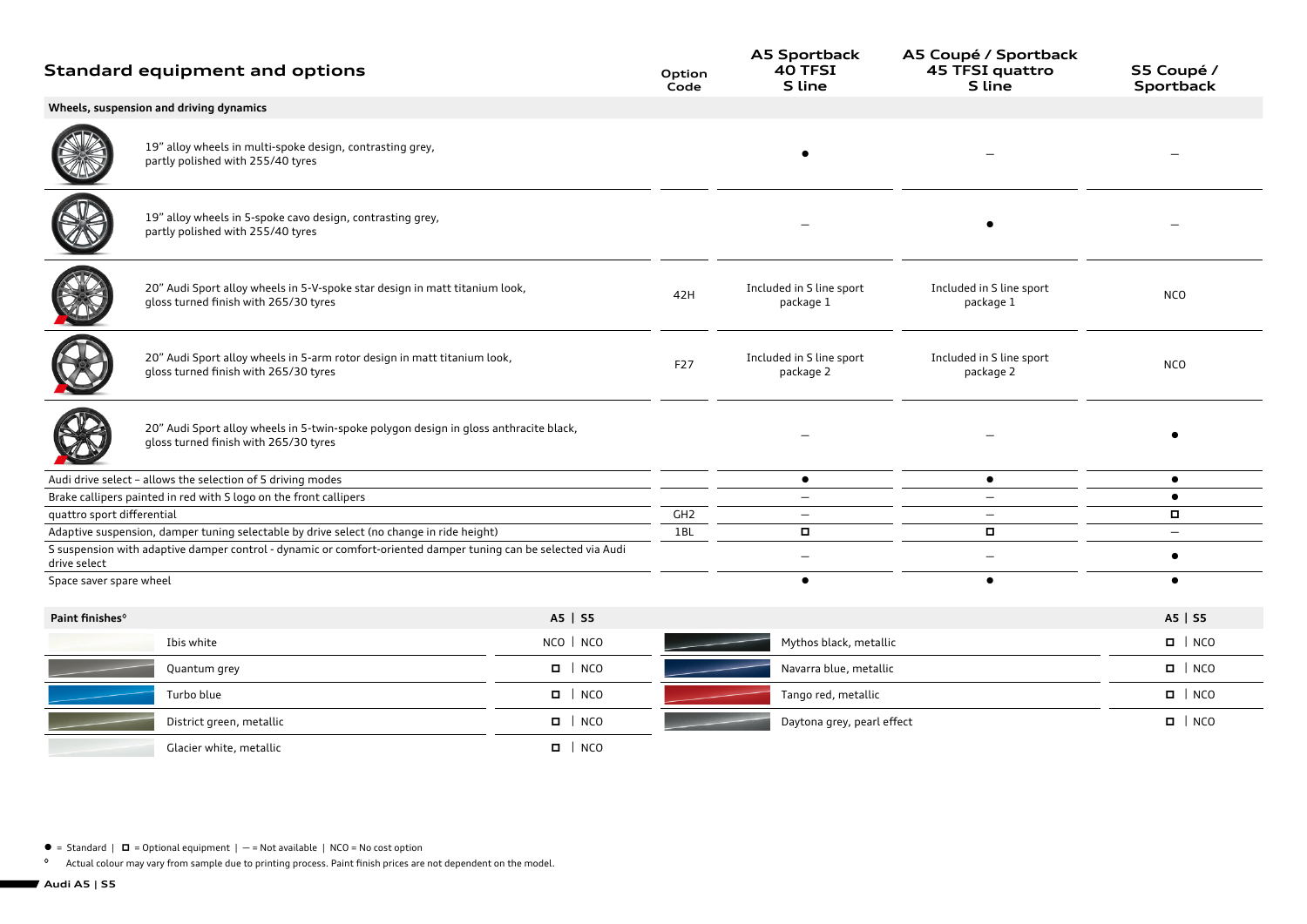## Standard equipment and options

| Wheels, suspension and driving dynamics | Option Code | A5 Sportback 40 TFSI S line | A5 Coupé / Sportback 45 TFSI quattro S line | S5 Coupé / Sportback |
|---|---|---|---|---|
| 19" alloy wheels in multi-spoke design, contrasting grey, partly polished with 255/40 tyres | | ● | – | – |
| 19" alloy wheels in 5-spoke cavo design, contrasting grey, partly polished with 255/40 tyres | | – | ● | – |
| 20" Audi Sport alloy wheels in 5-V-spoke star design in matt titanium look, gloss turned finish with 265/30 tyres | 42H | Included in S line sport package 1 | Included in S line sport package 1 | NCO |
| 20" Audi Sport alloy wheels in 5-arm rotor design in matt titanium look, gloss turned finish with 265/30 tyres | F27 | Included in S line sport package 2 | Included in S line sport package 2 | NCO |
| 20" Audi Sport alloy wheels in 5-twin-spoke polygon design in gloss anthracite black, gloss turned finish with 265/30 tyres | | – | – | ● |
| Audi drive select – allows the selection of 5 driving modes | | ● | ● | ● |
| Brake callipers painted in red with S logo on the front callipers | | – | – | ● |
| quattro sport differential | GH2 | – | – | ◘ |
| Adaptive suspension, damper tuning selectable by drive select (no change in ride height) | 1BL | ◘ | ◘ | – |
| S suspension with adaptive damper control - dynamic or comfort-oriented damper tuning can be selected via Audi drive select | | – | – | ● |
| Space saver spare wheel | | ● | ● | ● |

| Paint finishes° | A5 \| S5 | | A5 \| S5 |
|---|---|---|---|
| Ibis white | NCO \| NCO | Mythos black, metallic | ◘ \| NCO |
| Quantum grey | ◘ \| NCO | Navarra blue, metallic | ◘ \| NCO |
| Turbo blue | ◘ \| NCO | Tango red, metallic | ◘ \| NCO |
| District green, metallic | ◘ \| NCO | Daytona grey, pearl effect | ◘ \| NCO |
| Glacier white, metallic | ◘ \| NCO | | |

● = Standard | ◘ = Optional equipment | – = Not available | NCO = No cost option

° Actual colour may vary from sample due to printing process. Paint finish prices are not dependent on the model.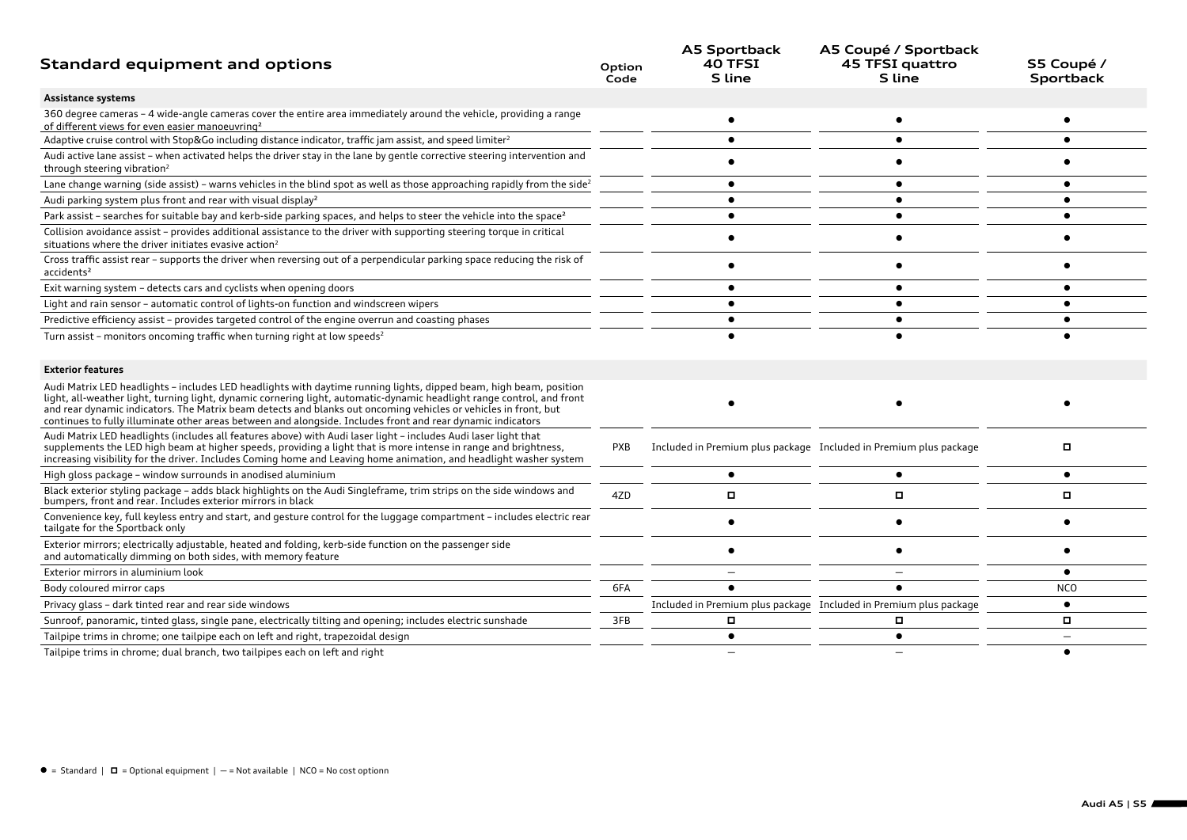## Standard equipment and options

| Standard equipment and options | Option Code | A5 Sportback 40 TFSI S line | A5 Coupé / Sportback 45 TFSI quattro S line | S5 Coupé / Sportback |
|---|---|---|---|---|
| **Assistance systems** | | | | |
| 360 degree cameras – 4 wide-angle cameras cover the entire area immediately around the vehicle, providing a range of different views for even easier manoeuvring[2] | | ● | ● | ● |
| Adaptive cruise control with Stop&Go including distance indicator, traffic jam assist, and speed limiter[2] | | ● | ● | ● |
| Audi active lane assist – when activated helps the driver stay in the lane by gentle corrective steering intervention and through steering vibration[2] | | ● | ● | ● |
| Lane change warning (side assist) – warns vehicles in the blind spot as well as those approaching rapidly from the side[2] | | ● | ● | ● |
| Audi parking system plus front and rear with visual display[2] | | ● | ● | ● |
| Park assist – searches for suitable bay and kerb-side parking spaces, and helps to steer the vehicle into the space[2] | | ● | ● | ● |
| Collision avoidance assist – provides additional assistance to the driver with supporting steering torque in critical situations where the driver initiates evasive action[2] | | ● | ● | ● |
| Cross traffic assist rear – supports the driver when reversing out of a perpendicular parking space reducing the risk of accidents[2] | | ● | ● | ● |
| Exit warning system – detects cars and cyclists when opening doors | | ● | ● | ● |
| Light and rain sensor – automatic control of lights-on function and windscreen wipers | | ● | ● | ● |
| Predictive efficiency assist – provides targeted control of the engine overrun and coasting phases | | ● | ● | ● |
| Turn assist – monitors oncoming traffic when turning right at low speeds[2] | | ● | ● | ● |
| **Exterior features** | | | | |
| Audi Matrix LED headlights – includes LED headlights with daytime running lights, dipped beam, high beam, position light, all-weather light, turning light, dynamic cornering light, automatic-dynamic headlight range control, and front and rear dynamic indicators. The Matrix beam detects and blanks out oncoming vehicles or vehicles in front, but continues to fully illuminate other areas between and alongside. Includes front and rear dynamic indicators | | ● | ● | ● |
| Audi Matrix LED headlights (includes all features above) with Audi laser light – includes Audi laser light that supplements the LED high beam at higher speeds, providing a light that is more intense in range and brightness, increasing visibility for the driver. Includes Coming home and Leaving home animation, and headlight washer system | PXB | Included in Premium plus package | Included in Premium plus package | □ |
| High gloss package – window surrounds in anodised aluminium | | ● | ● | ● |
| Black exterior styling package – adds black highlights on the Audi Singleframe, trim strips on the side windows and bumpers, front and rear. Includes exterior mirrors in black | 4ZD | □ | □ | □ |
| Convenience key, full keyless entry and start, and gesture control for the luggage compartment – includes electric rear tailgate for the Sportback only | | ● | ● | ● |
| Exterior mirrors; electrically adjustable, heated and folding, kerb-side function on the passenger side and automatically dimming on both sides, with memory feature | | ● | ● | ● |
| Exterior mirrors in aluminium look | | — | — | ● |
| Body coloured mirror caps | 6FA | ● | ● | NCO |
| Privacy glass – dark tinted rear and rear side windows | | Included in Premium plus package | Included in Premium plus package | ● |
| Sunroof, panoramic, tinted glass, single pane, electrically tilting and opening; includes electric sunshade | 3FB | □ | □ | □ |
| Tailpipe trims in chrome; one tailpipe each on left and right, trapezoidal design | | ● | ● | — |
| Tailpipe trims in chrome; dual branch, two tailpipes each on left and right | | — | — | ● |

● = Standard | □ = Optional equipment | — = Not available | NCO = No cost optionn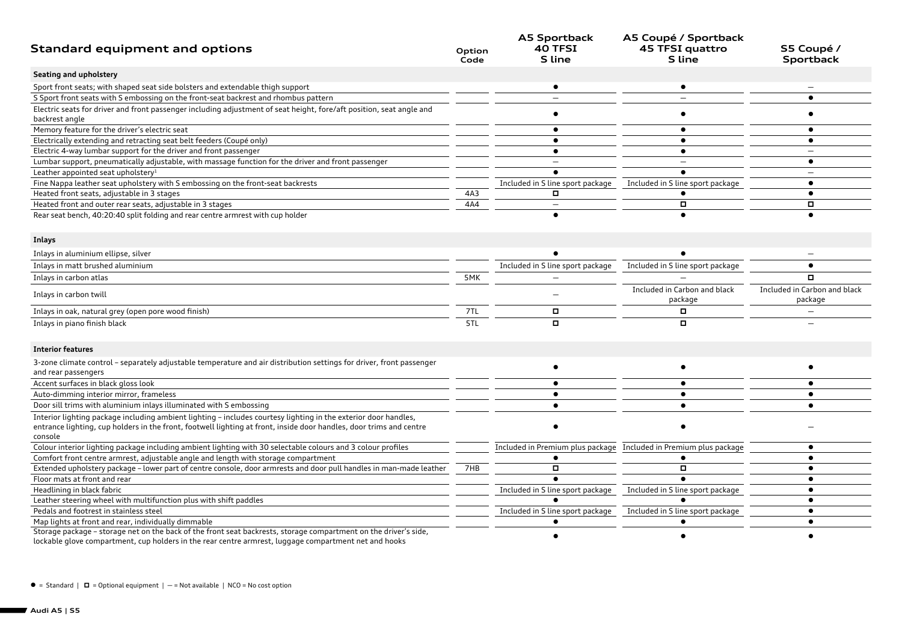## Standard equipment and options

| Standard equipment and options | Option Code | A5 Sportback 40 TFSI S line | A5 Coupé / Sportback 45 TFSI quattro S line | S5 Coupé / Sportback |
|---|---|---|---|---|
| **Seating and upholstery** | | | | |
| Sport front seats; with shaped seat side bolsters and extendable thigh support | | ● | ● | – |
| S Sport front seats with S embossing on the front-seat backrest and rhombus pattern | | – | – | ● |
| Electric seats for driver and front passenger including adjustment of seat height, fore/aft position, seat angle and backrest angle | | ● | ● | ● |
| Memory feature for the driver's electric seat | | ● | ● | ● |
| Electrically extending and retracting seat belt feeders (Coupé only) | | ● | ● | ● |
| Electric 4-way lumbar support for the driver and front passenger | | ● | ● | – |
| Lumbar support, pneumatically adjustable, with massage function for the driver and front passenger | | – | – | ● |
| Leather appointed seat upholstery[1] | | ● | ● | – |
| Fine Nappa leather seat upholstery with S embossing on the front-seat backrests | | Included in S line sport package | Included in S line sport package | ● |
| Heated front seats, adjustable in 3 stages | 4A3 | □ | ● | ● |
| Heated front and outer rear seats, adjustable in 3 stages | 4A4 | – | □ | □ |
| Rear seat bench, 40:20:40 split folding and rear centre armrest with cup holder | | ● | ● | ● |
| **Inlays** | | | | |
| Inlays in aluminium ellipse, silver | | ● | ● | – |
| Inlays in matt brushed aluminium | | Included in S line sport package | Included in S line sport package | ● |
| Inlays in carbon atlas | 5MK | – | – | □ |
| Inlays in carbon twill | | – | Included in Carbon and black package | Included in Carbon and black package |
| Inlays in oak, natural grey (open pore wood finish) | 7TL | □ | □ | – |
| Inlays in piano finish black | 5TL | □ | □ | – |
| **Interior features** | | | | |
| 3-zone climate control – separately adjustable temperature and air distribution settings for driver, front passenger and rear passengers | | ● | ● | ● |
| Accent surfaces in black gloss look | | ● | ● | ● |
| Auto-dimming interior mirror, frameless | | ● | ● | ● |
| Door sill trims with aluminium inlays illuminated with S embossing | | ● | ● | ● |
| Interior lighting package including ambient lighting – includes courtesy lighting in the exterior door handles, entrance lighting, cup holders in the front, footwell lighting at front, inside door handles, door trims and centre console | | ● | ● | – |
| Colour interior lighting package including ambient lighting with 30 selectable colours and 3 colour profiles | | Included in Premium plus package | Included in Premium plus package | ● |
| Comfort front centre armrest, adjustable angle and length with storage compartment | | ● | ● | ● |
| Extended upholstery package – lower part of centre console, door armrests and door pull handles in man-made leather | 7HB | □ | □ | ● |
| Floor mats at front and rear | | ● | ● | ● |
| Headlining in black fabric | | Included in S line sport package | Included in S line sport package | ● |
| Leather steering wheel with multifunction plus with shift paddles | | ● | ● | ● |
| Pedals and footrest in stainless steel | | Included in S line sport package | Included in S line sport package | ● |
| Map lights at front and rear, individually dimmable | | ● | ● | ● |
| Storage package – storage net on the back of the front seat backrests, storage compartment on the driver's side, lockable glove compartment, cup holders in the rear centre armrest, luggage compartment net and hooks | | ● | ● | ● |

● = Standard | □ = Optional equipment | – = Not available | NCO = No cost option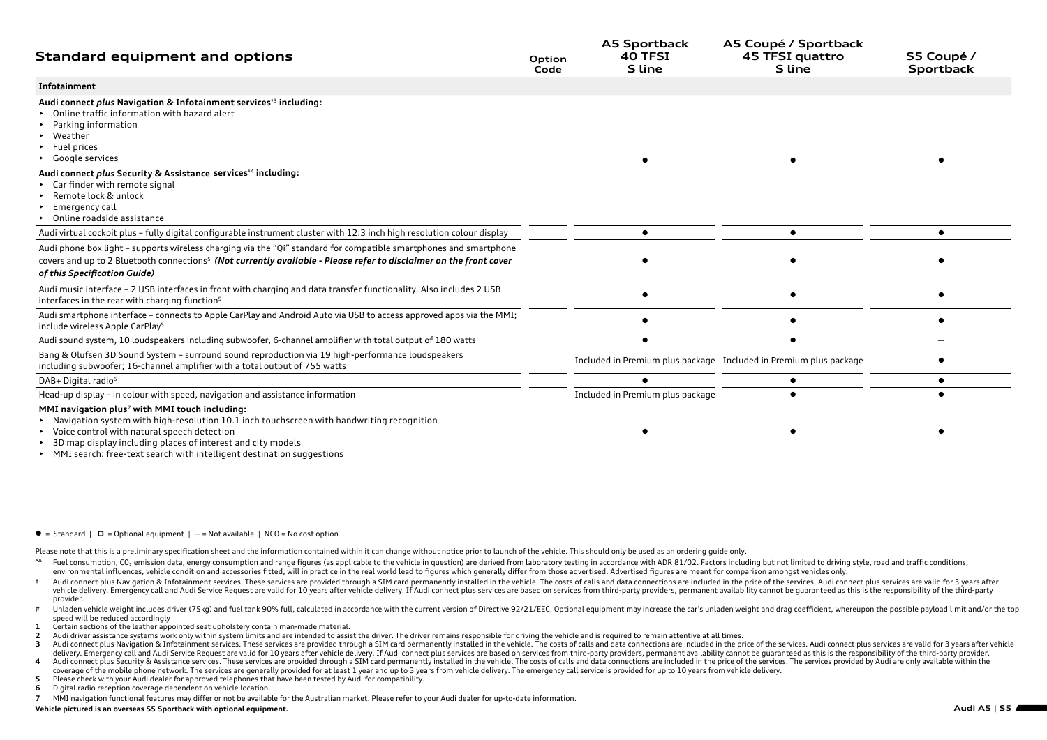## Standard equipment and options

| Standard equipment and options | Option Code | A5 Sportback 40 TFSI S line | A5 Coupé / Sportback 45 TFSI quattro S line | S5 Coupé / Sportback |
|---|---|---|---|---|
| **Infotainment** | | | | |
| **Audi connect *plus* Navigation & Infotainment services**[‡3] **including:** ▸ Online traffic information with hazard alert ▸ Parking information ▸ Weather ▸ Fuel prices ▸ Google services **Audi connect *plus* Security & Assistance services**[‡4] **including:** ▸ Car finder with remote signal ▸ Remote lock & unlock ▸ Emergency call ▸ Online roadside assistance | | ● | ● | ● |
| Audi virtual cockpit plus – fully digital configurable instrument cluster with 12.3 inch high resolution colour display | | ● | ● | ● |
| Audi phone box light – supports wireless charging via the "Qi" standard for compatible smartphones and smartphone covers and up to 2 Bluetooth connections[5] ***(Not currently available - Please refer to disclaimer on the front cover of this Specification Guide)*** | | ● | ● | ● |
| Audi music interface – 2 USB interfaces in front with charging and data transfer functionality. Also includes 2 USB interfaces in the rear with charging function[5] | | ● | ● | ● |
| Audi smartphone interface – connects to Apple CarPlay and Android Auto via USB to access approved apps via the MMI; include wireless Apple CarPlay[5] | | ● | ● | ● |
| Audi sound system, 10 loudspeakers including subwoofer, 6-channel amplifier with total output of 180 watts | | ● | ● | – |
| Bang & Olufsen 3D Sound System – surround sound reproduction via 19 high-performance loudspeakers including subwoofer; 16-channel amplifier with a total output of 755 watts | | Included in Premium plus package | Included in Premium plus package | ● |
| DAB+ Digital radio[6] | | ● | ● | ● |
| Head-up display – in colour with speed, navigation and assistance information | | Included in Premium plus package | ● | ● |
| **MMI navigation plus**[7] **with MMI touch including:** ▸ Navigation system with high-resolution 10.1 inch touchscreen with handwriting recognition ▸ Voice control with natural speech detection ▸ 3D map display including places of interest and city models ▸ MMI search: free-text search with intelligent destination suggestions | | ● | ● | ● |

● = Standard | ◻ = Optional equipment | – = Not available | NCO = No cost option

Please note that this is a preliminary specification sheet and the information contained within it can change without notice prior to launch of the vehicle. This should only be used as an ordering guide only.

^Δ Fuel consumption, $CO_2$ emission data, energy consumption and range figures (as applicable to the vehicle in question) are derived from laboratory testing in accordance with ADR 81/02. Factors including but not limited to driving style, road and traffic conditions, environmental influences, vehicle condition and accessories fitted, will in practice in the real world lead to figures which generally differ from those advertised. Advertised figures are meant for comparison amongst vehicles only.

‡ Audi connect plus Navigation & Infotainment services. These services are provided through a SIM card permanently installed in the vehicle. The costs of calls and data connections are included in the price of the services. Audi connect plus services are valid for 3 years after vehicle delivery. Emergency call and Audi Service Request are valid for 10 years after vehicle delivery. If Audi connect plus services are based on services from third-party providers, permanent availability cannot be guaranteed as this is the responsibility of the third-party provider.

\# Unladen vehicle weight includes driver (75kg) and fuel tank 90% full, calculated in accordance with the current version of Directive 92/21/EEC. Optional equipment may increase the car's unladen weight and drag coefficient, whereupon the possible payload limit and/or the top speed will be reduced accordingly

**1** Certain sections of the leather appointed seat upholstery contain man-made material.

**2** Audi driver assistance systems work only within system limits and are intended to assist the driver. The driver remains responsible for driving the vehicle and is required to remain attentive at all times.

**3** Audi connect plus Navigation & Infotainment services. These services are provided through a SIM card permanently installed in the vehicle. The costs of calls and data connections are included in the price of the services. Audi connect plus services are valid for 3 years after vehicle delivery. Emergency call and Audi Service Request are valid for 10 years after vehicle delivery. If Audi connect plus services are based on services from third-party providers, permanent availability cannot be guaranteed as this is the responsibility of the third-party provider.

**4** Audi connect plus Security & Assistance services. These services are provided through a SIM card permanently installed in the vehicle. The costs of calls and data connections are included in the price of the services. The services provided by Audi are only available within the coverage of the mobile phone network. The services are generally provided for at least 1 year and up to 3 years from vehicle delivery. The emergency call service is provided for up to 10 years from vehicle delivery.

**5** Please check with your Audi dealer for approved telephones that have been tested by Audi for compatibility.

**6** Digital radio reception coverage dependent on vehicle location.

**7** MMI navigation functional features may differ or not be available for the Australian market. Please refer to your Audi dealer for up-to-date information.

**Vehicle pictured is an overseas S5 Sportback with optional equipment.**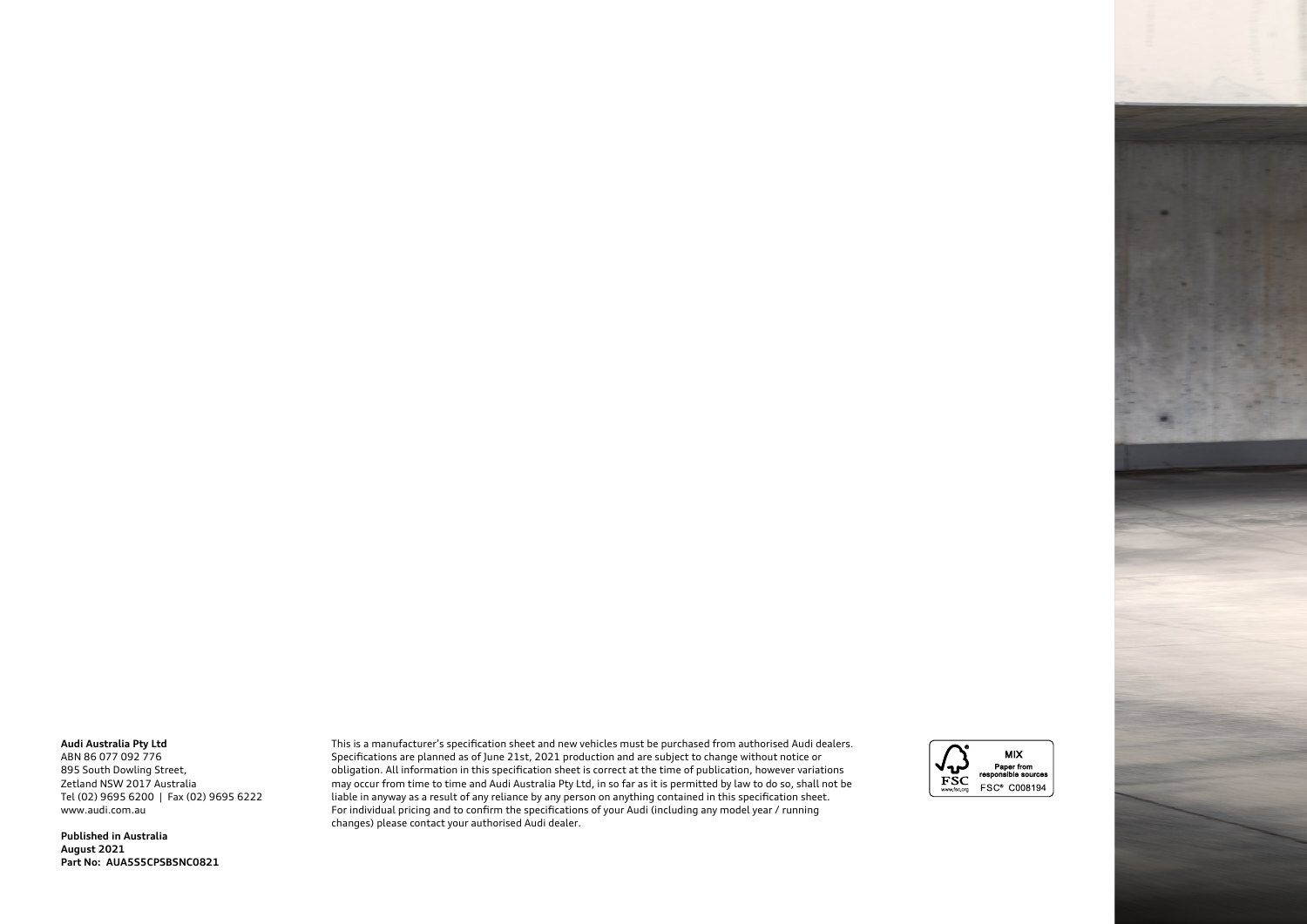**Audi Australia Pty Ltd**
ABN 86 077 092 776
895 South Dowling Street,
Zetland NSW 2017 Australia
Tel (02) 9695 6200 | Fax (02) 9695 6222
www.audi.com.au

**Published in Australia**
**August 2021**
**Part No: AUA5S5CPSBSNC0821**

This is a manufacturer's specification sheet and new vehicles must be purchased from authorised Audi dealers. Specifications are planned as of June 21st, 2021 production and are subject to change without notice or obligation. All information in this specification sheet is correct at the time of publication, however variations may occur from time to time and Audi Australia Pty Ltd, in so far as it is permitted by law to do so, shall not be liable in anyway as a result of any reliance by any person on anything contained in this specification sheet. For individual pricing and to confirm the specifications of your Audi (including any model year / running changes) please contact your authorised Audi dealer.

FSC
www.fsc.org
MIX
Paper from responsible sources
FSC® C008194